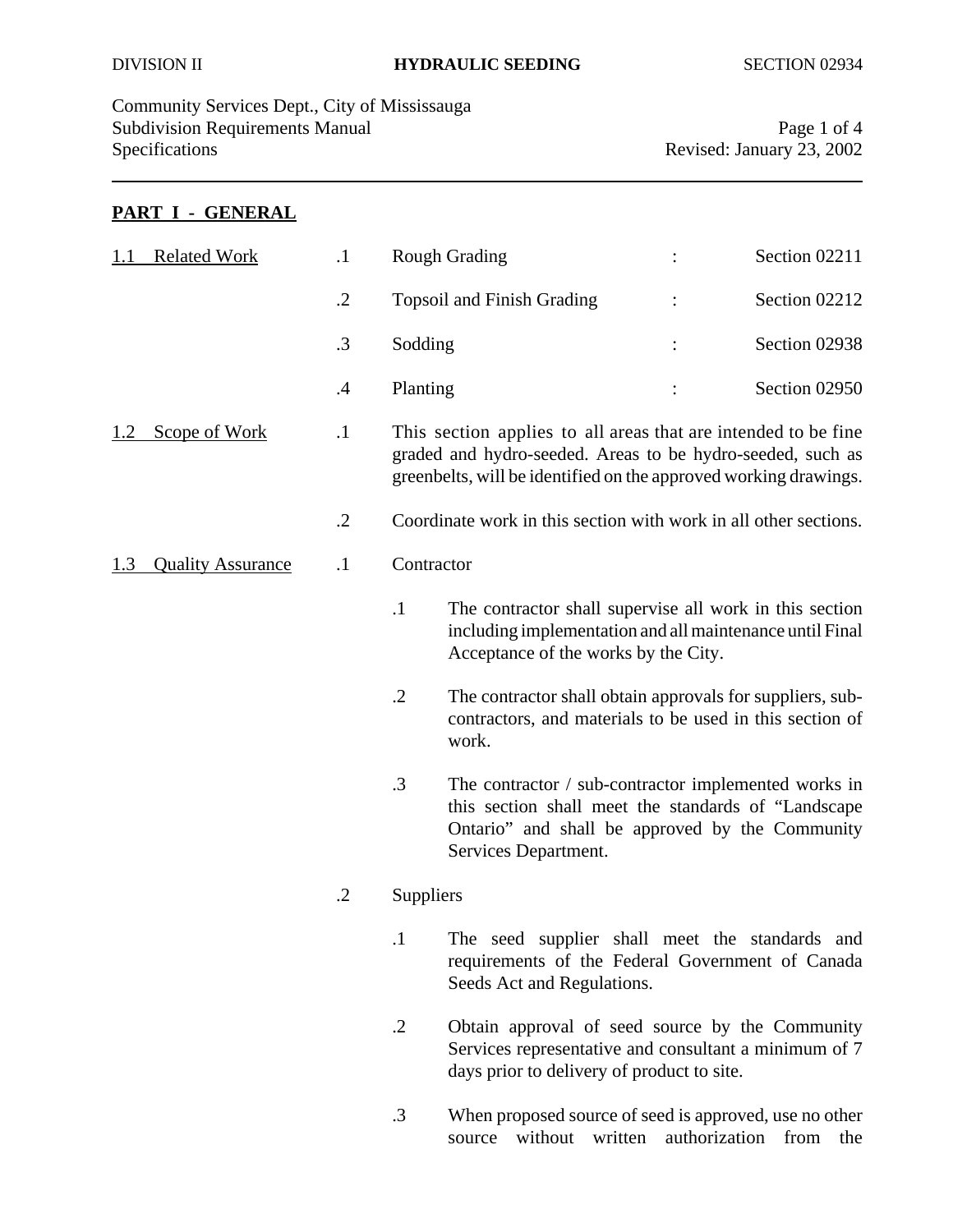## PART I - GENERAL

**1.1 Related Work**

.1 Rough Grading : Section 02211

.2 Topsoil and Finish Grading : Section 02212

.3 Sodding : Section 02938

.4 Planting : Section 02950

**1.2 Scope of Work**

.1 This section applies to all areas that are intended to be fine graded and hydro-seeded. Areas to be hydro-seeded, such as greenbelts, will be identified on the approved working drawings.

.2 Coordinate work in this section with work in all other sections.

**1.3 Quality Assurance**

.1 Contractor

- .1 The contractor shall supervise all work in this section including implementation and all maintenance until Final Acceptance of the works by the City.
- .2 The contractor shall obtain approvals for suppliers, sub-contractors, and materials to be used in this section of work.
- .3 The contractor / sub-contractor implemented works in this section shall meet the standards of "Landscape Ontario" and shall be approved by the Community Services Department.

.2 Suppliers

- .1 The seed supplier shall meet the standards and requirements of the Federal Government of Canada Seeds Act and Regulations.
- .2 Obtain approval of seed source by the Community Services representative and consultant a minimum of 7 days prior to delivery of product to site.
- .3 When proposed source of seed is approved, use no other source without written authorization from the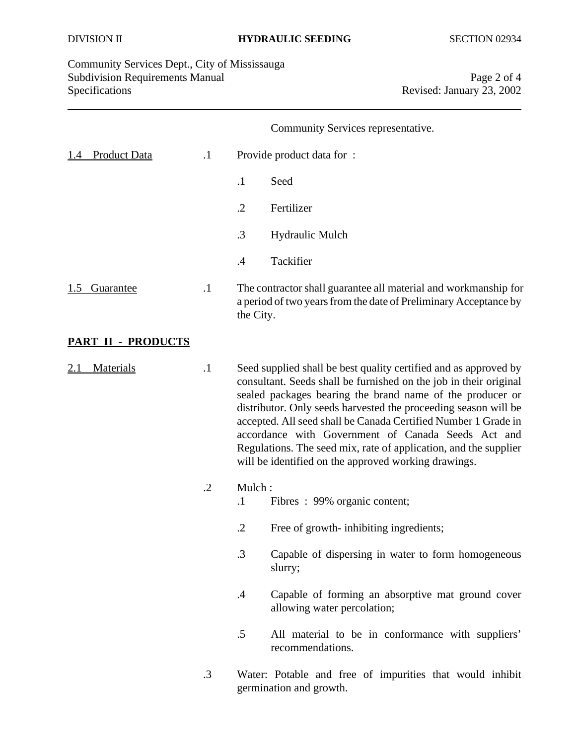Community Services representative.

**1.4 Product Data**

.1 Provide product data for :

.1 Seed

.2 Fertilizer

.3 Hydraulic Mulch

.4 Tackifier

**1.5 Guarantee**

.1 The contractor shall guarantee all material and workmanship for a period of two years from the date of Preliminary Acceptance by the City.

## PART II - PRODUCTS

**2.1 Materials**

.1 Seed supplied shall be best quality certified and as approved by consultant. Seeds shall be furnished on the job in their original sealed packages bearing the brand name of the producer or distributor. Only seeds harvested the proceeding season will be accepted. All seed shall be Canada Certified Number 1 Grade in accordance with Government of Canada Seeds Act and Regulations. The seed mix, rate of application, and the supplier will be identified on the approved working drawings.

.2 Mulch :

.1 Fibres : 99% organic content;

.2 Free of growth- inhibiting ingredients;

.3 Capable of dispersing in water to form homogeneous slurry;

.4 Capable of forming an absorptive mat ground cover allowing water percolation;

.5 All material to be in conformance with suppliers' recommendations.

.3 Water: Potable and free of impurities that would inhibit germination and growth.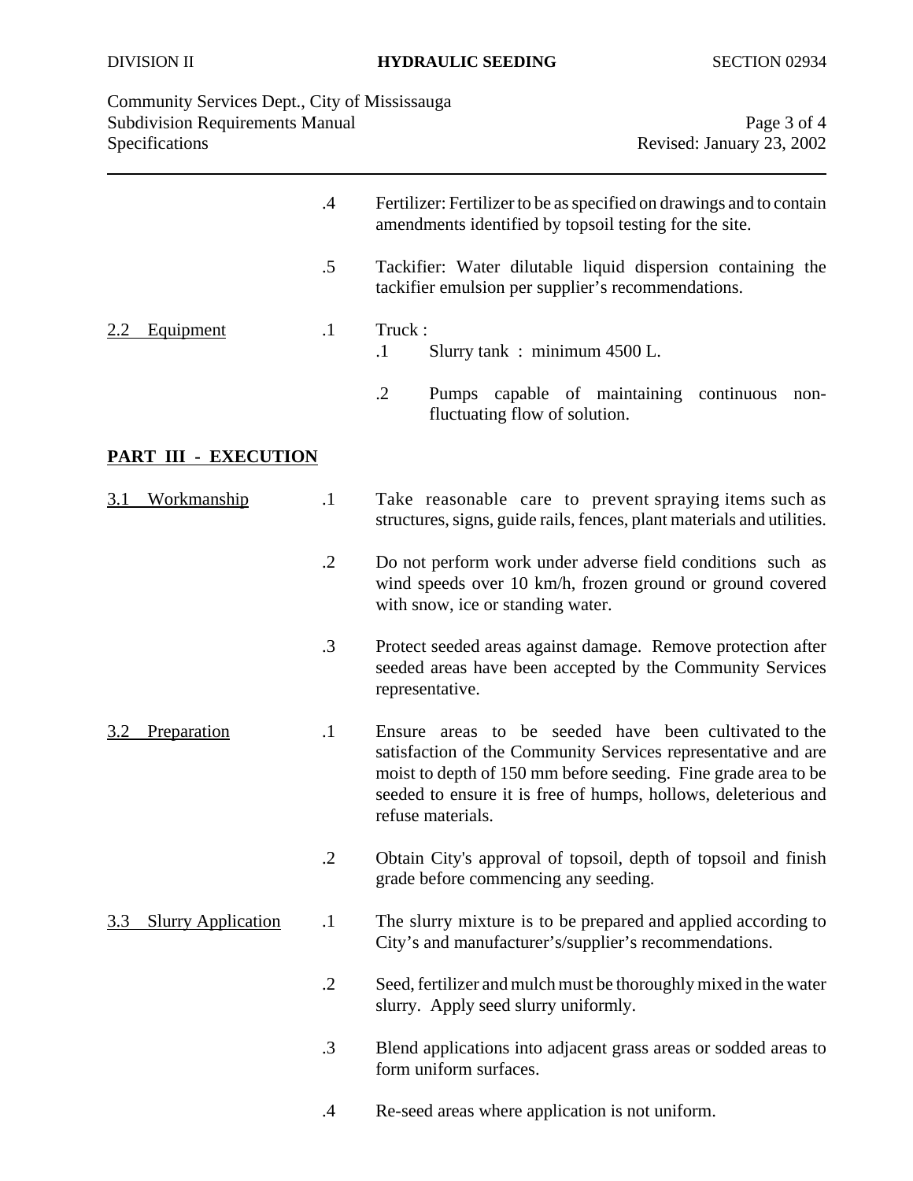.4 Fertilizer: Fertilizer to be as specified on drawings and to contain amendments identified by topsoil testing for the site.

.5 Tackifier: Water dilutable liquid dispersion containing the tackifier emulsion per supplier's recommendations.

2.2 Equipment

.1 Truck :

- .1 Slurry tank : minimum 4500 L.
- .2 Pumps capable of maintaining continuous non-fluctuating flow of solution.

## PART III - EXECUTION

3.1 Workmanship

.1 Take reasonable care to prevent spraying items such as structures, signs, guide rails, fences, plant materials and utilities.

.2 Do not perform work under adverse field conditions such as wind speeds over 10 km/h, frozen ground or ground covered with snow, ice or standing water.

.3 Protect seeded areas against damage. Remove protection after seeded areas have been accepted by the Community Services representative.

3.2 Preparation

.1 Ensure areas to be seeded have been cultivated to the satisfaction of the Community Services representative and are moist to depth of 150 mm before seeding. Fine grade area to be seeded to ensure it is free of humps, hollows, deleterious and refuse materials.

.2 Obtain City's approval of topsoil, depth of topsoil and finish grade before commencing any seeding.

3.3 Slurry Application

.1 The slurry mixture is to be prepared and applied according to City's and manufacturer's/supplier's recommendations.

.2 Seed, fertilizer and mulch must be thoroughly mixed in the water slurry. Apply seed slurry uniformly.

.3 Blend applications into adjacent grass areas or sodded areas to form uniform surfaces.

.4 Re-seed areas where application is not uniform.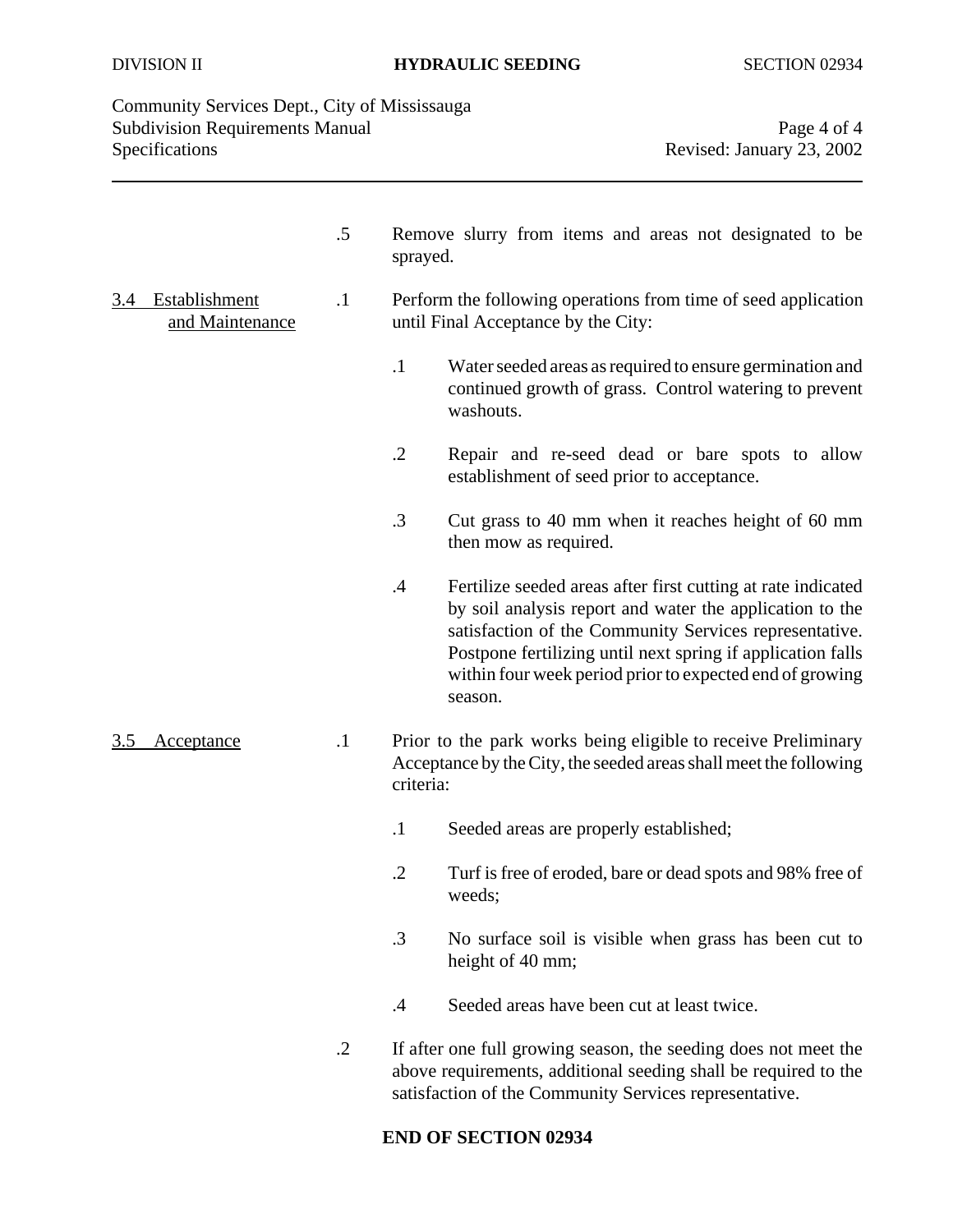.5 Remove slurry from items and areas not designated to be sprayed.

**3.4 Establishment and Maintenance**

.1 Perform the following operations from time of seed application until Final Acceptance by the City:

- .1 Water seeded areas as required to ensure germination and continued growth of grass. Control watering to prevent washouts.
- .2 Repair and re-seed dead or bare spots to allow establishment of seed prior to acceptance.
- .3 Cut grass to 40 mm when it reaches height of 60 mm then mow as required.
- .4 Fertilize seeded areas after first cutting at rate indicated by soil analysis report and water the application to the satisfaction of the Community Services representative. Postpone fertilizing until next spring if application falls within four week period prior to expected end of growing season.

**3.5 Acceptance**

.1 Prior to the park works being eligible to receive Preliminary Acceptance by the City, the seeded areas shall meet the following criteria:

- .1 Seeded areas are properly established;
- .2 Turf is free of eroded, bare or dead spots and 98% free of weeds;
- .3 No surface soil is visible when grass has been cut to height of 40 mm;
- .4 Seeded areas have been cut at least twice.

.2 If after one full growing season, the seeding does not meet the above requirements, additional seeding shall be required to the satisfaction of the Community Services representative.

**END OF SECTION 02934**